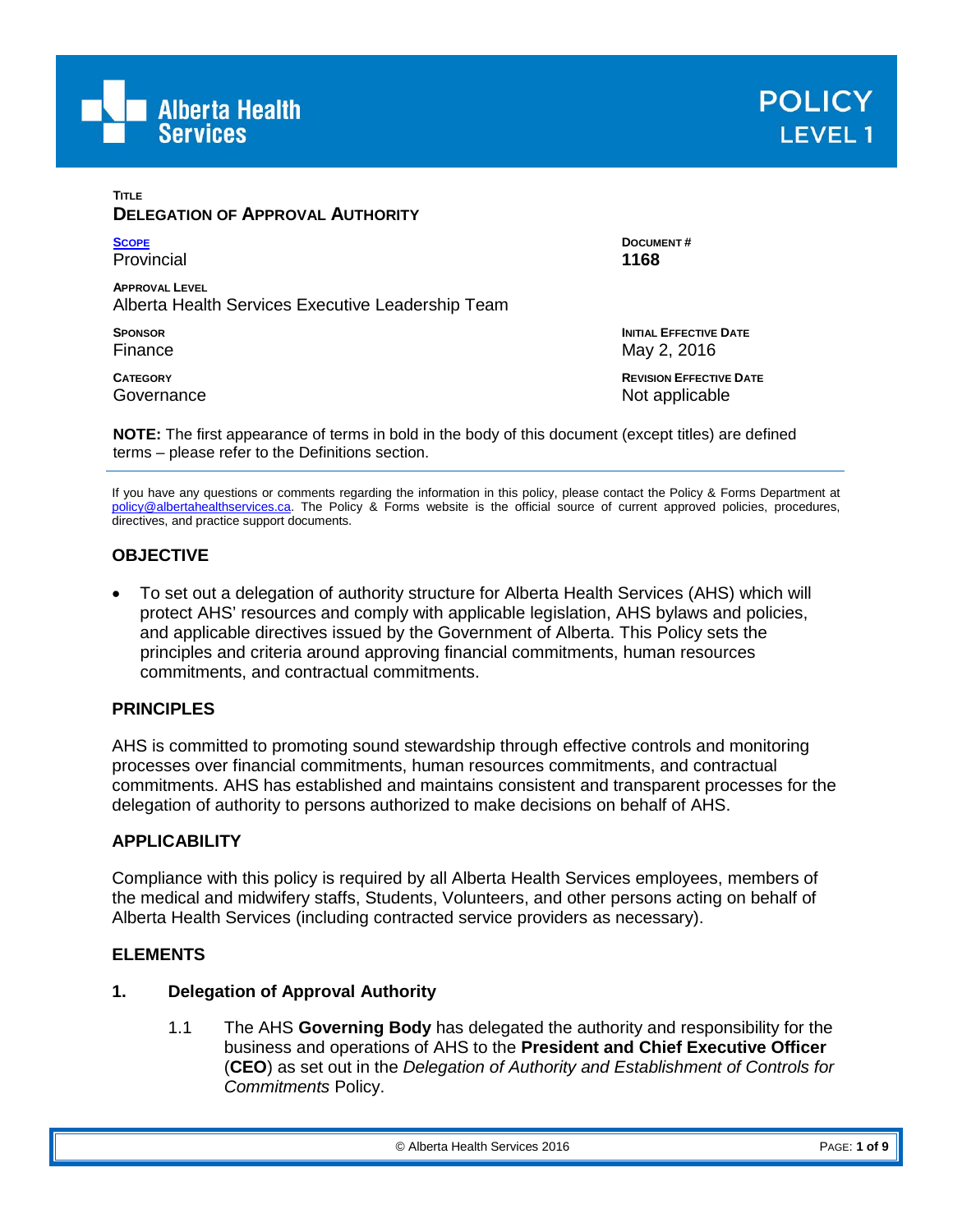Alberta Health Services

**POLICY**
**LEVEL 1**

**TITLE**
**DELEGATION OF APPROVAL AUTHORITY**

| | |
|---|---|
| **SCOPE**<br>Provincial | **DOCUMENT #**<br>**1168** |
| **APPROVAL LEVEL**<br>Alberta Health Services Executive Leadership Team | |
| **SPONSOR**<br>Finance | **INITIAL EFFECTIVE DATE**<br>May 2, 2016 |
| **CATEGORY**<br>Governance | **REVISION EFFECTIVE DATE**<br>Not applicable |

**NOTE:** The first appearance of terms in bold in the body of this document (except titles) are defined terms – please refer to the Definitions section.

If you have any questions or comments regarding the information in this policy, please contact the Policy & Forms Department at policy@albertahealthservices.ca. The Policy & Forms website is the official source of current approved policies, procedures, directives, and practice support documents.

## OBJECTIVE

- To set out a delegation of authority structure for Alberta Health Services (AHS) which will protect AHS' resources and comply with applicable legislation, AHS bylaws and policies, and applicable directives issued by the Government of Alberta. This Policy sets the principles and criteria around approving financial commitments, human resources commitments, and contractual commitments.

## PRINCIPLES

AHS is committed to promoting sound stewardship through effective controls and monitoring processes over financial commitments, human resources commitments, and contractual commitments. AHS has established and maintains consistent and transparent processes for the delegation of authority to persons authorized to make decisions on behalf of AHS.

## APPLICABILITY

Compliance with this policy is required by all Alberta Health Services employees, members of the medical and midwifery staffs, Students, Volunteers, and other persons acting on behalf of Alberta Health Services (including contracted service providers as necessary).

## ELEMENTS

### 1. Delegation of Approval Authority

1.1 The AHS **Governing Body** has delegated the authority and responsibility for the business and operations of AHS to the **President and Chief Executive Officer** (**CEO**) as set out in the *Delegation of Authority and Establishment of Controls for Commitments* Policy.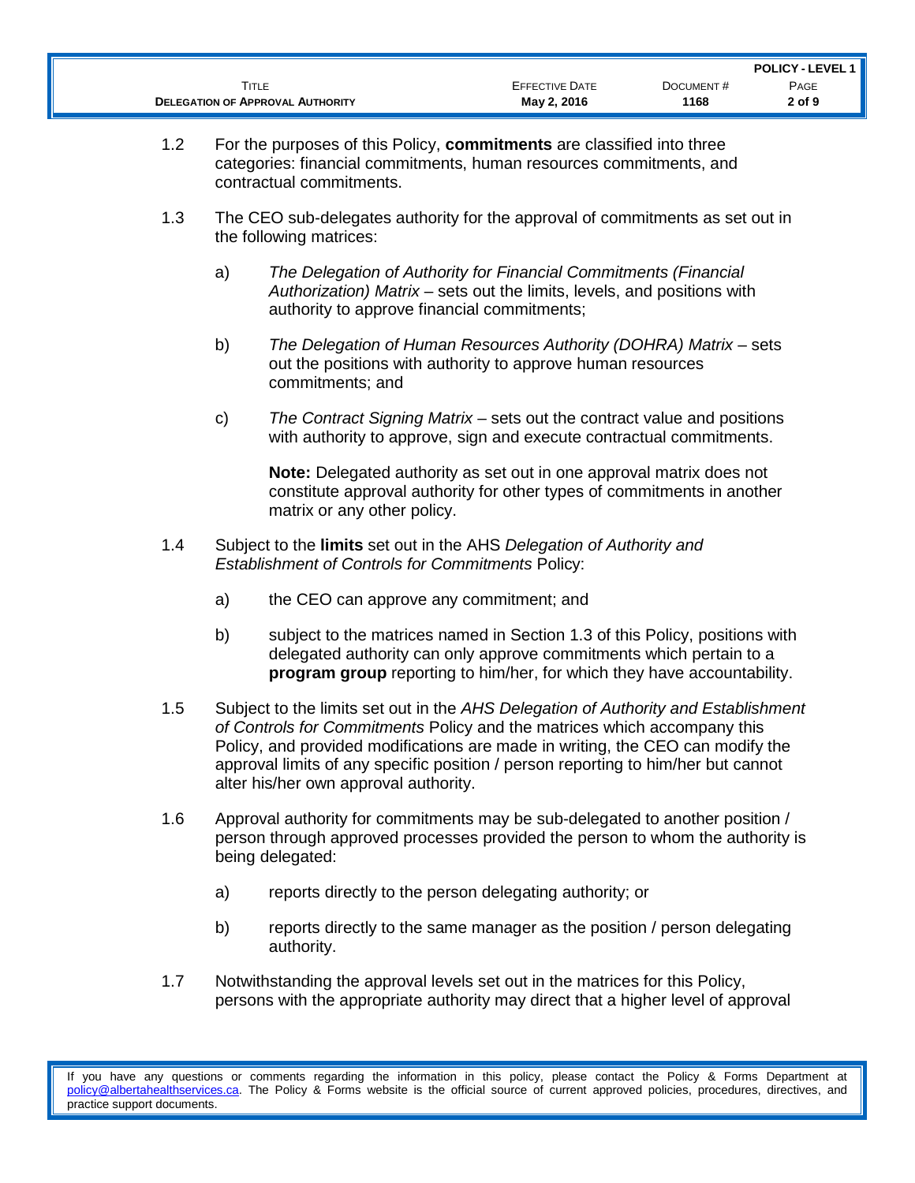1.2 For the purposes of this Policy, **commitments** are classified into three categories: financial commitments, human resources commitments, and contractual commitments.

1.3 The CEO sub-delegates authority for the approval of commitments as set out in the following matrices:

a) *The Delegation of Authority for Financial Commitments (Financial Authorization) Matrix* – sets out the limits, levels, and positions with authority to approve financial commitments;

b) *The Delegation of Human Resources Authority (DOHRA) Matrix* – sets out the positions with authority to approve human resources commitments; and

c) *The Contract Signing Matrix* – sets out the contract value and positions with authority to approve, sign and execute contractual commitments.

**Note:** Delegated authority as set out in one approval matrix does not constitute approval authority for other types of commitments in another matrix or any other policy.

1.4 Subject to the **limits** set out in the AHS *Delegation of Authority and Establishment of Controls for Commitments* Policy:

a) the CEO can approve any commitment; and

b) subject to the matrices named in Section 1.3 of this Policy, positions with delegated authority can only approve commitments which pertain to a **program group** reporting to him/her, for which they have accountability.

1.5 Subject to the limits set out in the *AHS Delegation of Authority and Establishment of Controls for Commitments* Policy and the matrices which accompany this Policy, and provided modifications are made in writing, the CEO can modify the approval limits of any specific position / person reporting to him/her but cannot alter his/her own approval authority.

1.6 Approval authority for commitments may be sub-delegated to another position / person through approved processes provided the person to whom the authority is being delegated:

a) reports directly to the person delegating authority; or

b) reports directly to the same manager as the position / person delegating authority.

1.7 Notwithstanding the approval levels set out in the matrices for this Policy, persons with the appropriate authority may direct that a higher level of approval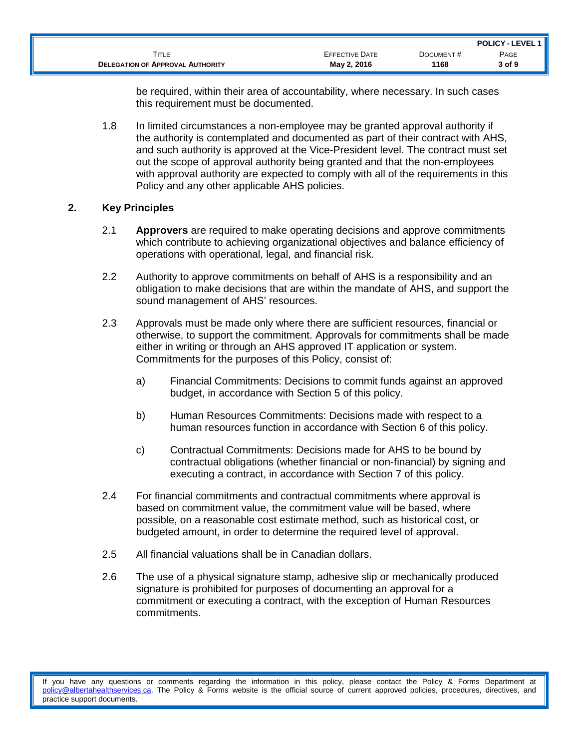be required, within their area of accountability, where necessary. In such cases this requirement must be documented.

1.8 In limited circumstances a non-employee may be granted approval authority if the authority is contemplated and documented as part of their contract with AHS, and such authority is approved at the Vice-President level. The contract must set out the scope of approval authority being granted and that the non-employees with approval authority are expected to comply with all of the requirements in this Policy and any other applicable AHS policies.

## 2. Key Principles

2.1 **Approvers** are required to make operating decisions and approve commitments which contribute to achieving organizational objectives and balance efficiency of operations with operational, legal, and financial risk.

2.2 Authority to approve commitments on behalf of AHS is a responsibility and an obligation to make decisions that are within the mandate of AHS, and support the sound management of AHS' resources.

2.3 Approvals must be made only where there are sufficient resources, financial or otherwise, to support the commitment. Approvals for commitments shall be made either in writing or through an AHS approved IT application or system. Commitments for the purposes of this Policy, consist of:

a) Financial Commitments: Decisions to commit funds against an approved budget, in accordance with Section 5 of this policy.

b) Human Resources Commitments: Decisions made with respect to a human resources function in accordance with Section 6 of this policy.

c) Contractual Commitments: Decisions made for AHS to be bound by contractual obligations (whether financial or non-financial) by signing and executing a contract, in accordance with Section 7 of this policy.

2.4 For financial commitments and contractual commitments where approval is based on commitment value, the commitment value will be based, where possible, on a reasonable cost estimate method, such as historical cost, or budgeted amount, in order to determine the required level of approval.

2.5 All financial valuations shall be in Canadian dollars.

2.6 The use of a physical signature stamp, adhesive slip or mechanically produced signature is prohibited for purposes of documenting an approval for a commitment or executing a contract, with the exception of Human Resources commitments.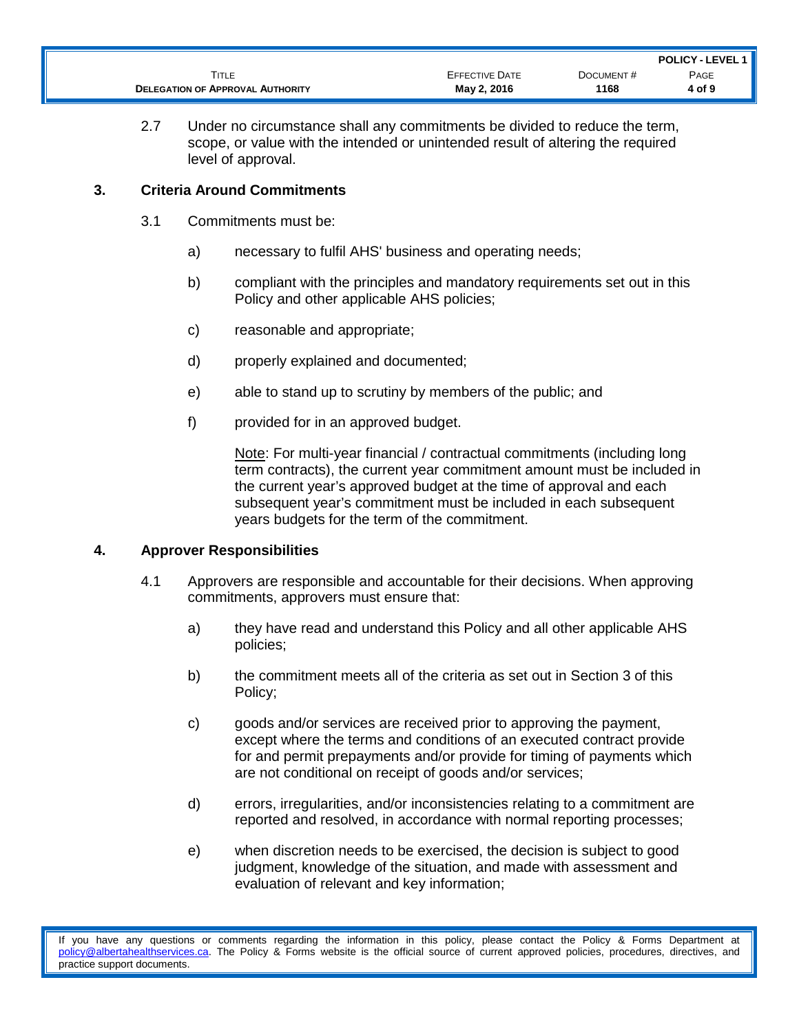2.7 Under no circumstance shall any commitments be divided to reduce the term, scope, or value with the intended or unintended result of altering the required level of approval.

## 3. Criteria Around Commitments

3.1 Commitments must be:

a) necessary to fulfil AHS' business and operating needs;

b) compliant with the principles and mandatory requirements set out in this Policy and other applicable AHS policies;

c) reasonable and appropriate;

d) properly explained and documented;

e) able to stand up to scrutiny by members of the public; and

f) provided for in an approved budget.

<u>Note</u>: For multi-year financial / contractual commitments (including long term contracts), the current year commitment amount must be included in the current year's approved budget at the time of approval and each subsequent year's commitment must be included in each subsequent years budgets for the term of the commitment.

## 4. Approver Responsibilities

4.1 Approvers are responsible and accountable for their decisions. When approving commitments, approvers must ensure that:

a) they have read and understand this Policy and all other applicable AHS policies;

b) the commitment meets all of the criteria as set out in Section 3 of this Policy;

c) goods and/or services are received prior to approving the payment, except where the terms and conditions of an executed contract provide for and permit prepayments and/or provide for timing of payments which are not conditional on receipt of goods and/or services;

d) errors, irregularities, and/or inconsistencies relating to a commitment are reported and resolved, in accordance with normal reporting processes;

e) when discretion needs to be exercised, the decision is subject to good judgment, knowledge of the situation, and made with assessment and evaluation of relevant and key information;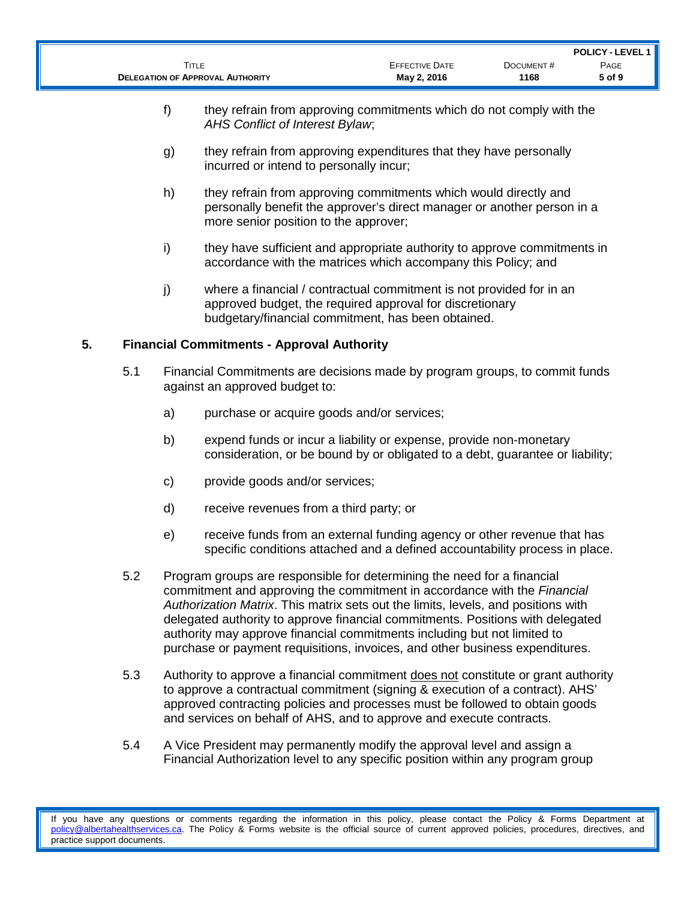f) they refrain from approving commitments which do not comply with the *AHS Conflict of Interest Bylaw*;

g) they refrain from approving expenditures that they have personally incurred or intend to personally incur;

h) they refrain from approving commitments which would directly and personally benefit the approver's direct manager or another person in a more senior position to the approver;

i) they have sufficient and appropriate authority to approve commitments in accordance with the matrices which accompany this Policy; and

j) where a financial / contractual commitment is not provided for in an approved budget, the required approval for discretionary budgetary/financial commitment, has been obtained.

## 5. Financial Commitments - Approval Authority

5.1 Financial Commitments are decisions made by program groups, to commit funds against an approved budget to:

a) purchase or acquire goods and/or services;

b) expend funds or incur a liability or expense, provide non-monetary consideration, or be bound by or obligated to a debt, guarantee or liability;

c) provide goods and/or services;

d) receive revenues from a third party; or

e) receive funds from an external funding agency or other revenue that has specific conditions attached and a defined accountability process in place.

5.2 Program groups are responsible for determining the need for a financial commitment and approving the commitment in accordance with the *Financial Authorization Matrix*. This matrix sets out the limits, levels, and positions with delegated authority to approve financial commitments. Positions with delegated authority may approve financial commitments including but not limited to purchase or payment requisitions, invoices, and other business expenditures.

5.3 Authority to approve a financial commitment <u>does not</u> constitute or grant authority to approve a contractual commitment (signing & execution of a contract). AHS' approved contracting policies and processes must be followed to obtain goods and services on behalf of AHS, and to approve and execute contracts.

5.4 A Vice President may permanently modify the approval level and assign a Financial Authorization level to any specific position within any program group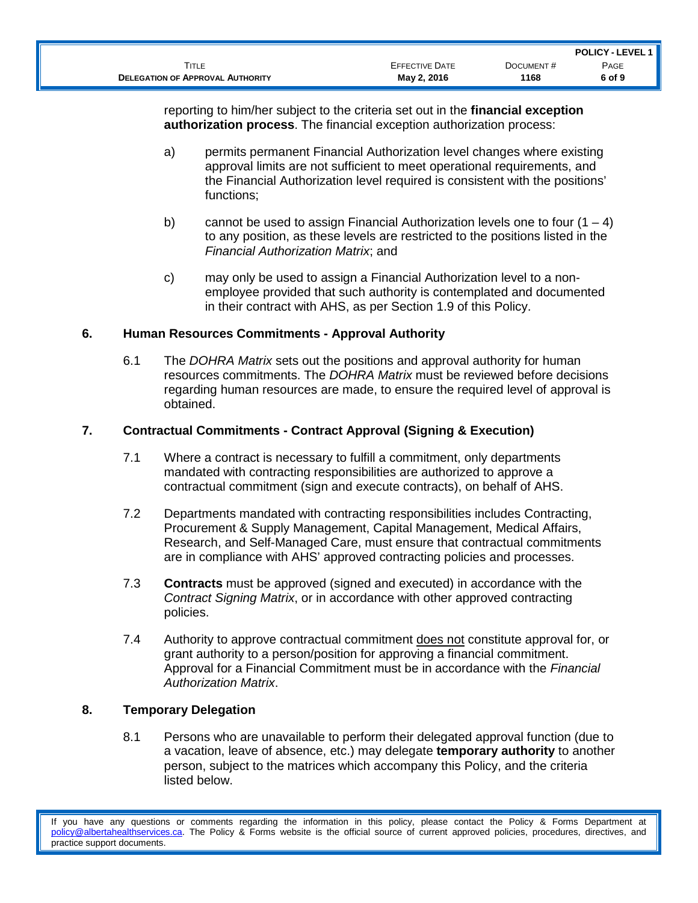reporting to him/her subject to the criteria set out in the **financial exception authorization process**. The financial exception authorization process:

a) permits permanent Financial Authorization level changes where existing approval limits are not sufficient to meet operational requirements, and the Financial Authorization level required is consistent with the positions' functions;

b) cannot be used to assign Financial Authorization levels one to four (1 – 4) to any position, as these levels are restricted to the positions listed in the *Financial Authorization Matrix*; and

c) may only be used to assign a Financial Authorization level to a non-employee provided that such authority is contemplated and documented in their contract with AHS, as per Section 1.9 of this Policy.

## 6. Human Resources Commitments - Approval Authority

6.1 The *DOHRA Matrix* sets out the positions and approval authority for human resources commitments. The *DOHRA Matrix* must be reviewed before decisions regarding human resources are made, to ensure the required level of approval is obtained.

## 7. Contractual Commitments - Contract Approval (Signing & Execution)

7.1 Where a contract is necessary to fulfill a commitment, only departments mandated with contracting responsibilities are authorized to approve a contractual commitment (sign and execute contracts), on behalf of AHS.

7.2 Departments mandated with contracting responsibilities includes Contracting, Procurement & Supply Management, Capital Management, Medical Affairs, Research, and Self-Managed Care, must ensure that contractual commitments are in compliance with AHS' approved contracting policies and processes.

7.3 **Contracts** must be approved (signed and executed) in accordance with the *Contract Signing Matrix*, or in accordance with other approved contracting policies.

7.4 Authority to approve contractual commitment <u>does not</u> constitute approval for, or grant authority to a person/position for approving a financial commitment. Approval for a Financial Commitment must be in accordance with the *Financial Authorization Matrix*.

## 8. Temporary Delegation

8.1 Persons who are unavailable to perform their delegated approval function (due to a vacation, leave of absence, etc.) may delegate **temporary authority** to another person, subject to the matrices which accompany this Policy, and the criteria listed below.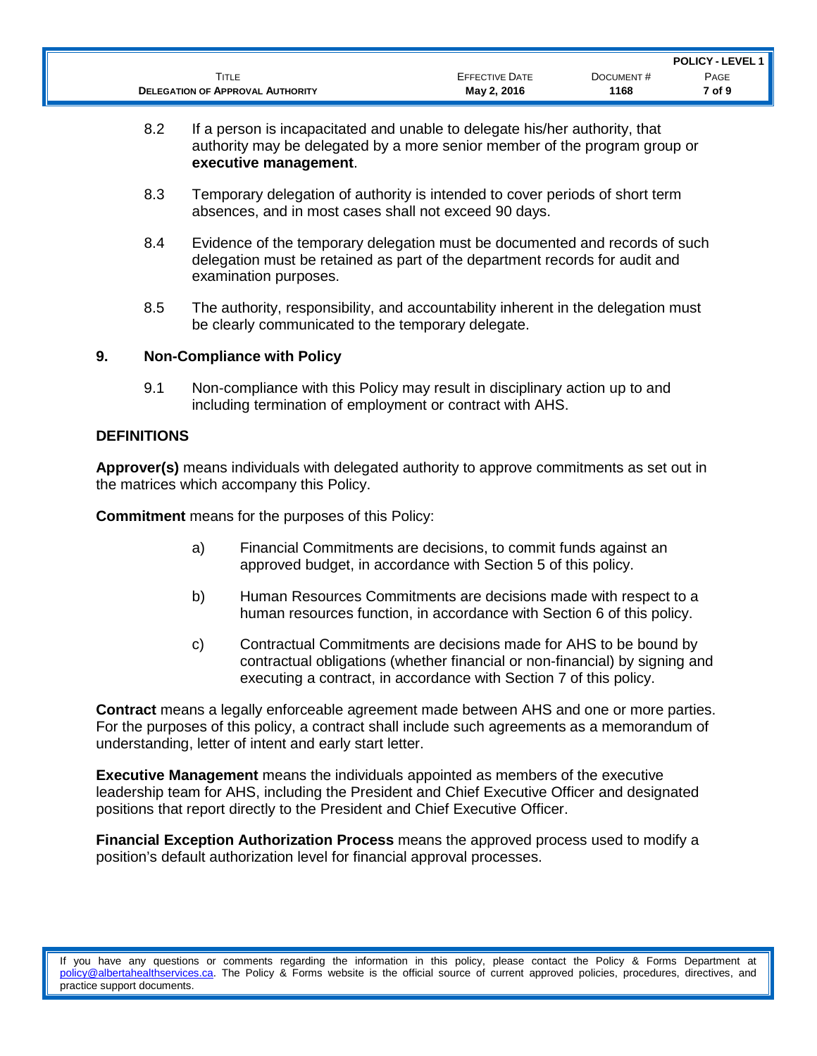8.2 If a person is incapacitated and unable to delegate his/her authority, that authority may be delegated by a more senior member of the program group or **executive management**.

8.3 Temporary delegation of authority is intended to cover periods of short term absences, and in most cases shall not exceed 90 days.

8.4 Evidence of the temporary delegation must be documented and records of such delegation must be retained as part of the department records for audit and examination purposes.

8.5 The authority, responsibility, and accountability inherent in the delegation must be clearly communicated to the temporary delegate.

## 9. Non-Compliance with Policy

9.1 Non-compliance with this Policy may result in disciplinary action up to and including termination of employment or contract with AHS.

## DEFINITIONS

**Approver(s)** means individuals with delegated authority to approve commitments as set out in the matrices which accompany this Policy.

**Commitment** means for the purposes of this Policy:

a) Financial Commitments are decisions, to commit funds against an approved budget, in accordance with Section 5 of this policy.

b) Human Resources Commitments are decisions made with respect to a human resources function, in accordance with Section 6 of this policy.

c) Contractual Commitments are decisions made for AHS to be bound by contractual obligations (whether financial or non-financial) by signing and executing a contract, in accordance with Section 7 of this policy.

**Contract** means a legally enforceable agreement made between AHS and one or more parties. For the purposes of this policy, a contract shall include such agreements as a memorandum of understanding, letter of intent and early start letter.

**Executive Management** means the individuals appointed as members of the executive leadership team for AHS, including the President and Chief Executive Officer and designated positions that report directly to the President and Chief Executive Officer.

**Financial Exception Authorization Process** means the approved process used to modify a position's default authorization level for financial approval processes.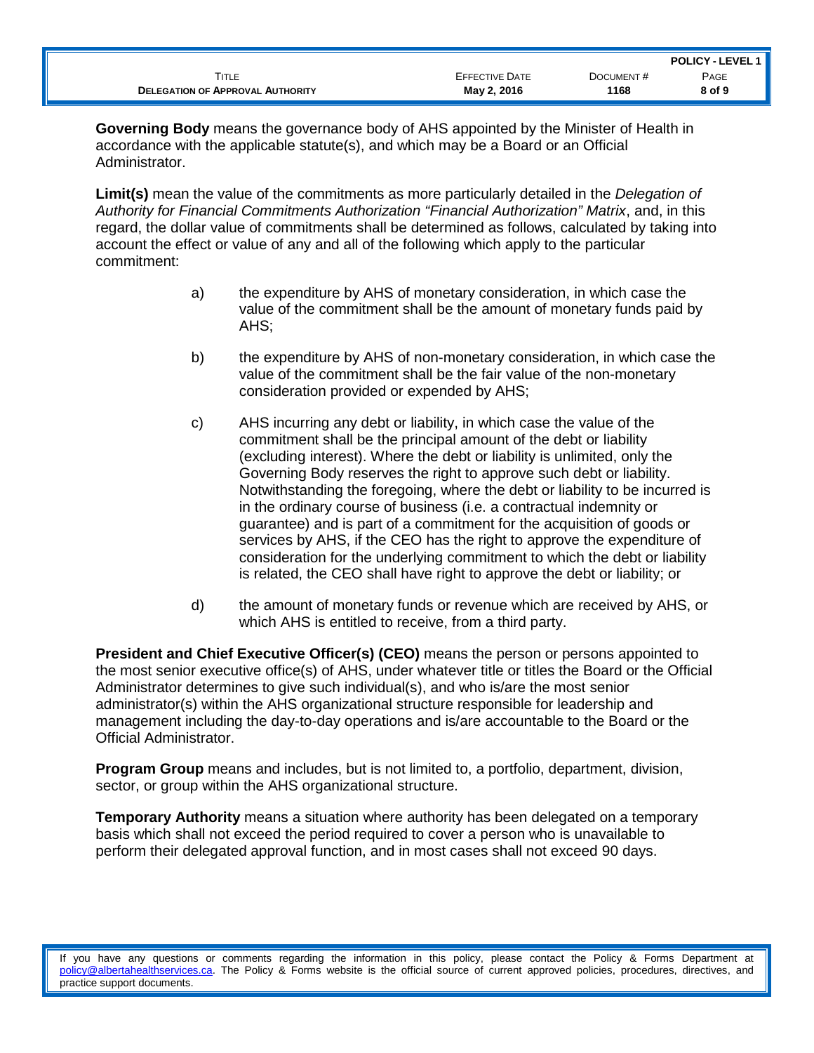**Governing Body** means the governance body of AHS appointed by the Minister of Health in accordance with the applicable statute(s), and which may be a Board or an Official Administrator.

**Limit(s)** mean the value of the commitments as more particularly detailed in the *Delegation of Authority for Financial Commitments Authorization "Financial Authorization" Matrix*, and, in this regard, the dollar value of commitments shall be determined as follows, calculated by taking into account the effect or value of any and all of the following which apply to the particular commitment:

a) the expenditure by AHS of monetary consideration, in which case the value of the commitment shall be the amount of monetary funds paid by AHS;

b) the expenditure by AHS of non-monetary consideration, in which case the value of the commitment shall be the fair value of the non-monetary consideration provided or expended by AHS;

c) AHS incurring any debt or liability, in which case the value of the commitment shall be the principal amount of the debt or liability (excluding interest). Where the debt or liability is unlimited, only the Governing Body reserves the right to approve such debt or liability. Notwithstanding the foregoing, where the debt or liability to be incurred is in the ordinary course of business (i.e. a contractual indemnity or guarantee) and is part of a commitment for the acquisition of goods or services by AHS, if the CEO has the right to approve the expenditure of consideration for the underlying commitment to which the debt or liability is related, the CEO shall have right to approve the debt or liability; or

d) the amount of monetary funds or revenue which are received by AHS, or which AHS is entitled to receive, from a third party.

**President and Chief Executive Officer(s) (CEO)** means the person or persons appointed to the most senior executive office(s) of AHS, under whatever title or titles the Board or the Official Administrator determines to give such individual(s), and who is/are the most senior administrator(s) within the AHS organizational structure responsible for leadership and management including the day-to-day operations and is/are accountable to the Board or the Official Administrator.

**Program Group** means and includes, but is not limited to, a portfolio, department, division, sector, or group within the AHS organizational structure.

**Temporary Authority** means a situation where authority has been delegated on a temporary basis which shall not exceed the period required to cover a person who is unavailable to perform their delegated approval function, and in most cases shall not exceed 90 days.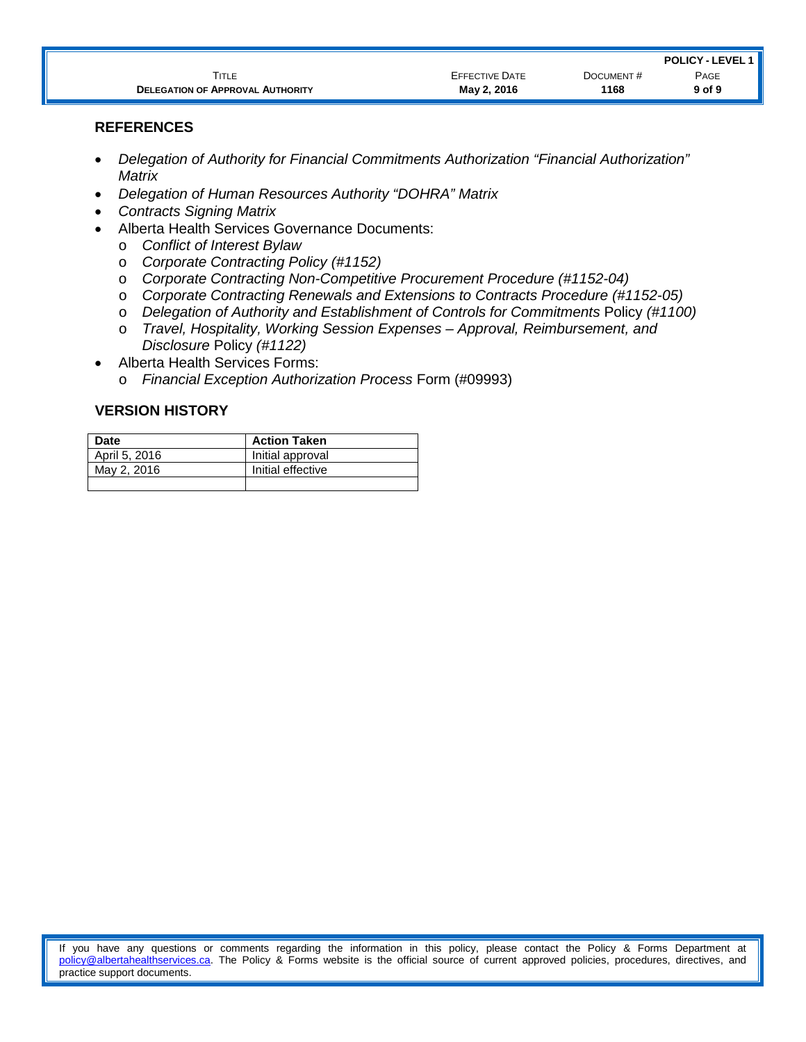## REFERENCES

- *Delegation of Authority for Financial Commitments Authorization "Financial Authorization" Matrix*
- *Delegation of Human Resources Authority "DOHRA" Matrix*
- *Contracts Signing Matrix*
- Alberta Health Services Governance Documents:
  - *Conflict of Interest Bylaw*
  - *Corporate Contracting Policy (#1152)*
  - *Corporate Contracting Non-Competitive Procurement Procedure (#1152-04)*
  - *Corporate Contracting Renewals and Extensions to Contracts Procedure (#1152-05)*
  - *Delegation of Authority and Establishment of Controls for Commitments* Policy *(#1100)*
  - *Travel, Hospitality, Working Session Expenses – Approval, Reimbursement, and Disclosure* Policy *(#1122)*
- Alberta Health Services Forms:
  - *Financial Exception Authorization Process* Form (#09993)

## VERSION HISTORY

| Date | Action Taken |
|---|---|
| April 5, 2016 | Initial approval |
| May 2, 2016 | Initial effective |
| | |

If you have any questions or comments regarding the information in this policy, please contact the Policy & Forms Department at policy@albertahealthservices.ca. The Policy & Forms website is the official source of current approved policies, procedures, directives, and practice support documents.